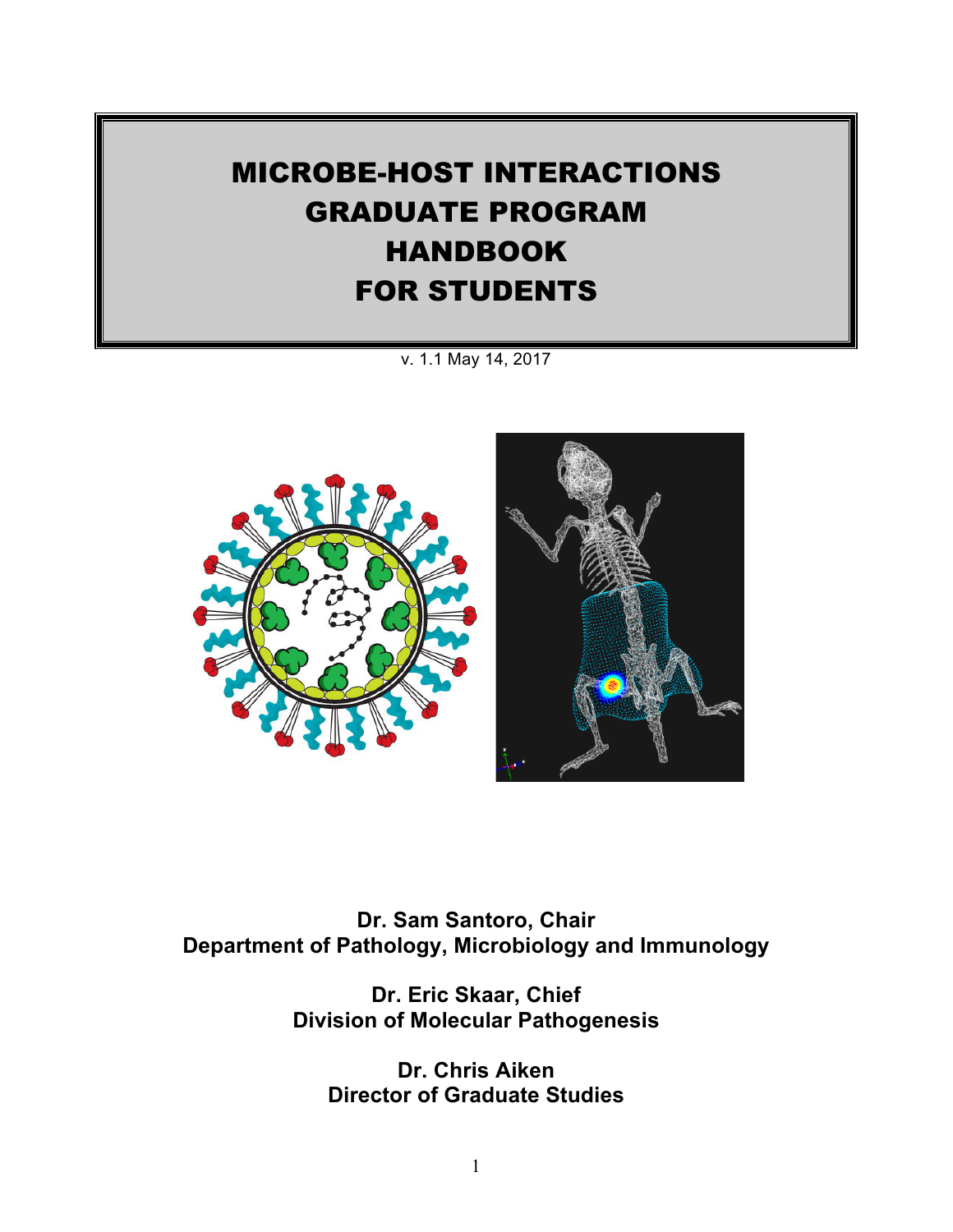# MICROBE-HOST INTERACTIONS GRADUATE PROGRAM HANDBOOK FOR STUDENTS

v. 1.1 May 14, 2017

**Dr. Sam Santoro, Chair**
**Department of Pathology, Microbiology and Immunology**

**Dr. Eric Skaar, Chief**
**Division of Molecular Pathogenesis**

**Dr. Chris Aiken**
**Director of Graduate Studies**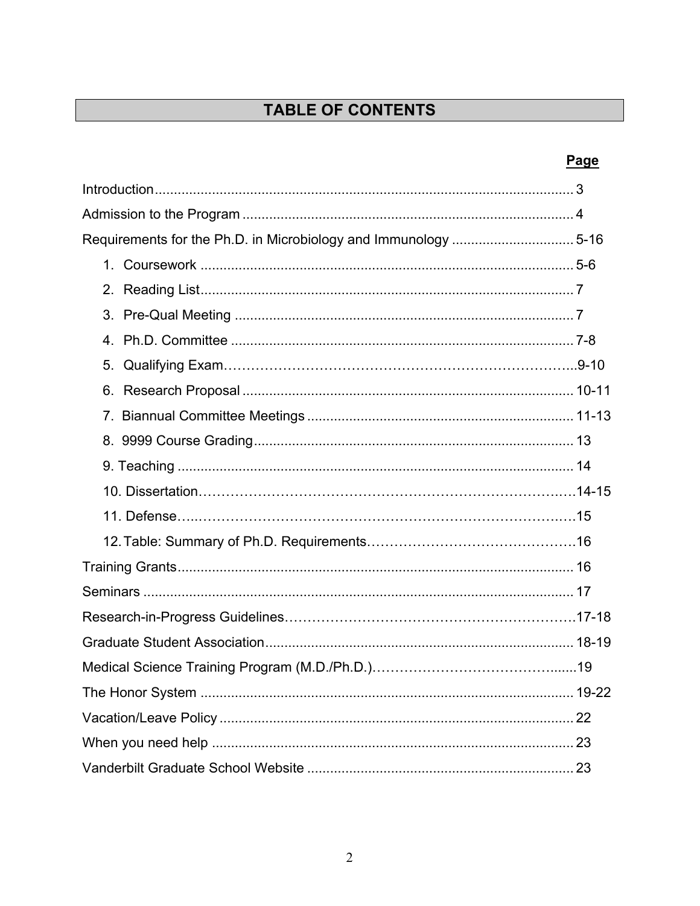# TABLE OF CONTENTS

| | Page |
|---|---|
| Introduction | 3 |
| Admission to the Program | 4 |
| Requirements for the Ph.D. in Microbiology and Immunology | 5-16 |
| 1. Coursework | 5-6 |
| 2. Reading List | 7 |
| 3. Pre-Qual Meeting | 7 |
| 4. Ph.D. Committee | 7-8 |
| 5. Qualifying Exam | 9-10 |
| 6. Research Proposal | 10-11 |
| 7. Biannual Committee Meetings | 11-13 |
| 8. 9999 Course Grading | 13 |
| 9. Teaching | 14 |
| 10. Dissertation | 14-15 |
| 11. Defense | 15 |
| 12. Table: Summary of Ph.D. Requirements | 16 |
| Training Grants | 16 |
| Seminars | 17 |
| Research-in-Progress Guidelines | 17-18 |
| Graduate Student Association | 18-19 |
| Medical Science Training Program (M.D./Ph.D.) | 19 |
| The Honor System | 19-22 |
| Vacation/Leave Policy | 22 |
| When you need help | 23 |
| Vanderbilt Graduate School Website | 23 |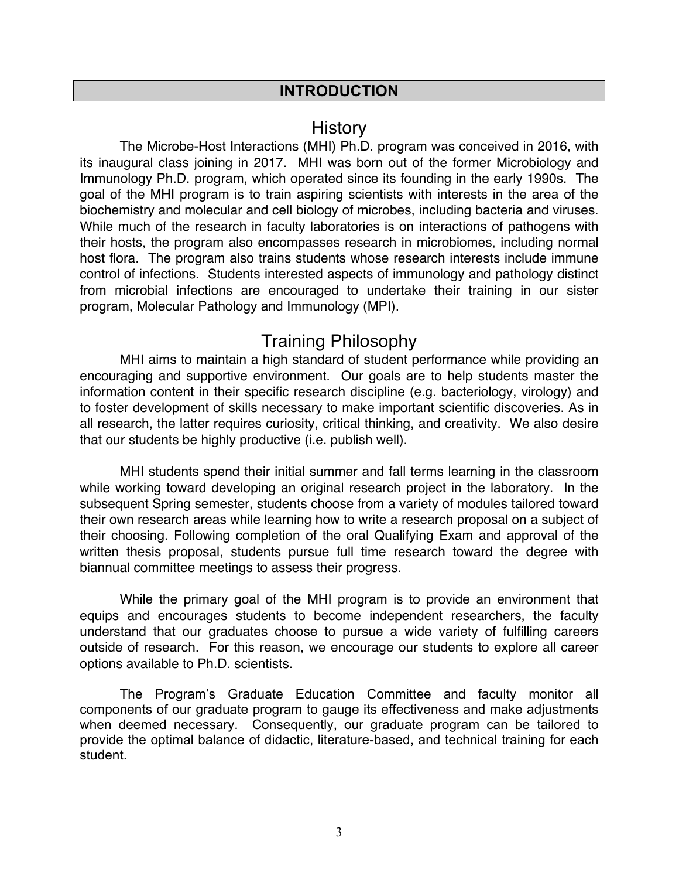# INTRODUCTION

## History

The Microbe-Host Interactions (MHI) Ph.D. program was conceived in 2016, with its inaugural class joining in 2017. MHI was born out of the former Microbiology and Immunology Ph.D. program, which operated since its founding in the early 1990s. The goal of the MHI program is to train aspiring scientists with interests in the area of the biochemistry and molecular and cell biology of microbes, including bacteria and viruses. While much of the research in faculty laboratories is on interactions of pathogens with their hosts, the program also encompasses research in microbiomes, including normal host flora. The program also trains students whose research interests include immune control of infections. Students interested aspects of immunology and pathology distinct from microbial infections are encouraged to undertake their training in our sister program, Molecular Pathology and Immunology (MPI).

## Training Philosophy

MHI aims to maintain a high standard of student performance while providing an encouraging and supportive environment. Our goals are to help students master the information content in their specific research discipline (e.g. bacteriology, virology) and to foster development of skills necessary to make important scientific discoveries. As in all research, the latter requires curiosity, critical thinking, and creativity. We also desire that our students be highly productive (i.e. publish well).

MHI students spend their initial summer and fall terms learning in the classroom while working toward developing an original research project in the laboratory. In the subsequent Spring semester, students choose from a variety of modules tailored toward their own research areas while learning how to write a research proposal on a subject of their choosing. Following completion of the oral Qualifying Exam and approval of the written thesis proposal, students pursue full time research toward the degree with biannual committee meetings to assess their progress.

While the primary goal of the MHI program is to provide an environment that equips and encourages students to become independent researchers, the faculty understand that our graduates choose to pursue a wide variety of fulfilling careers outside of research. For this reason, we encourage our students to explore all career options available to Ph.D. scientists.

The Program's Graduate Education Committee and faculty monitor all components of our graduate program to gauge its effectiveness and make adjustments when deemed necessary. Consequently, our graduate program can be tailored to provide the optimal balance of didactic, literature-based, and technical training for each student.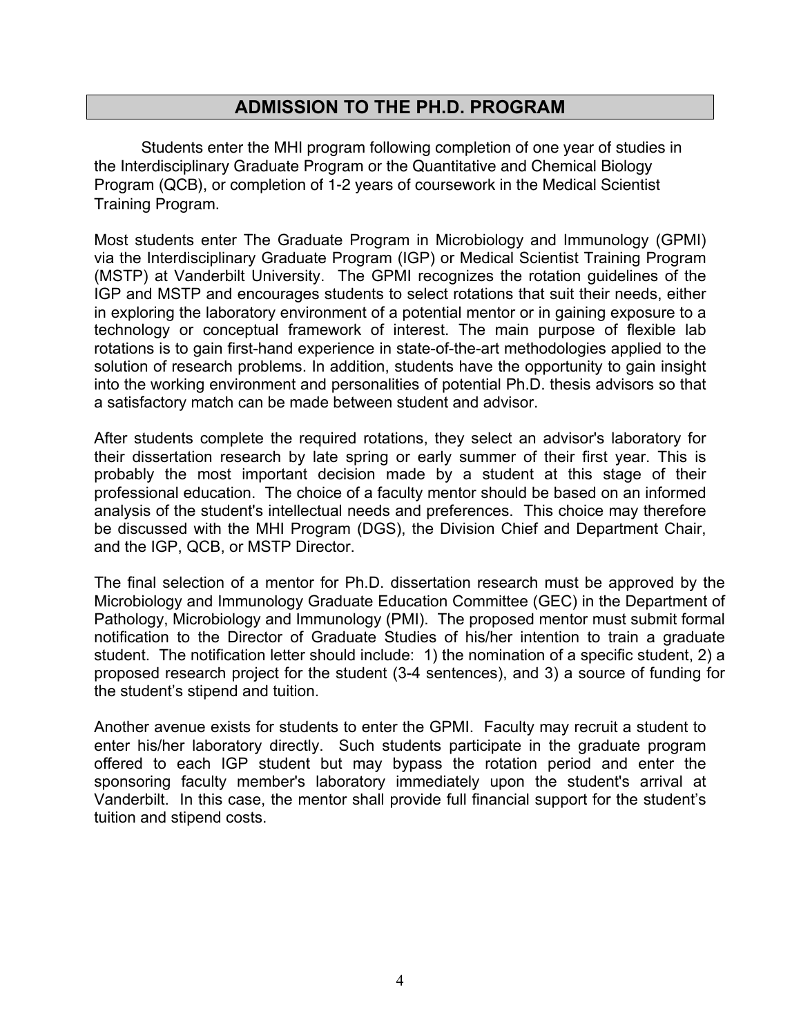# ADMISSION TO THE PH.D. PROGRAM

Students enter the MHI program following completion of one year of studies in the Interdisciplinary Graduate Program or the Quantitative and Chemical Biology Program (QCB), or completion of 1-2 years of coursework in the Medical Scientist Training Program.

Most students enter The Graduate Program in Microbiology and Immunology (GPMI) via the Interdisciplinary Graduate Program (IGP) or Medical Scientist Training Program (MSTP) at Vanderbilt University. The GPMI recognizes the rotation guidelines of the IGP and MSTP and encourages students to select rotations that suit their needs, either in exploring the laboratory environment of a potential mentor or in gaining exposure to a technology or conceptual framework of interest. The main purpose of flexible lab rotations is to gain first-hand experience in state-of-the-art methodologies applied to the solution of research problems. In addition, students have the opportunity to gain insight into the working environment and personalities of potential Ph.D. thesis advisors so that a satisfactory match can be made between student and advisor.

After students complete the required rotations, they select an advisor's laboratory for their dissertation research by late spring or early summer of their first year. This is probably the most important decision made by a student at this stage of their professional education. The choice of a faculty mentor should be based on an informed analysis of the student's intellectual needs and preferences. This choice may therefore be discussed with the MHI Program (DGS), the Division Chief and Department Chair, and the IGP, QCB, or MSTP Director.

The final selection of a mentor for Ph.D. dissertation research must be approved by the Microbiology and Immunology Graduate Education Committee (GEC) in the Department of Pathology, Microbiology and Immunology (PMI). The proposed mentor must submit formal notification to the Director of Graduate Studies of his/her intention to train a graduate student. The notification letter should include: 1) the nomination of a specific student, 2) a proposed research project for the student (3-4 sentences), and 3) a source of funding for the student's stipend and tuition.

Another avenue exists for students to enter the GPMI. Faculty may recruit a student to enter his/her laboratory directly. Such students participate in the graduate program offered to each IGP student but may bypass the rotation period and enter the sponsoring faculty member's laboratory immediately upon the student's arrival at Vanderbilt. In this case, the mentor shall provide full financial support for the student's tuition and stipend costs.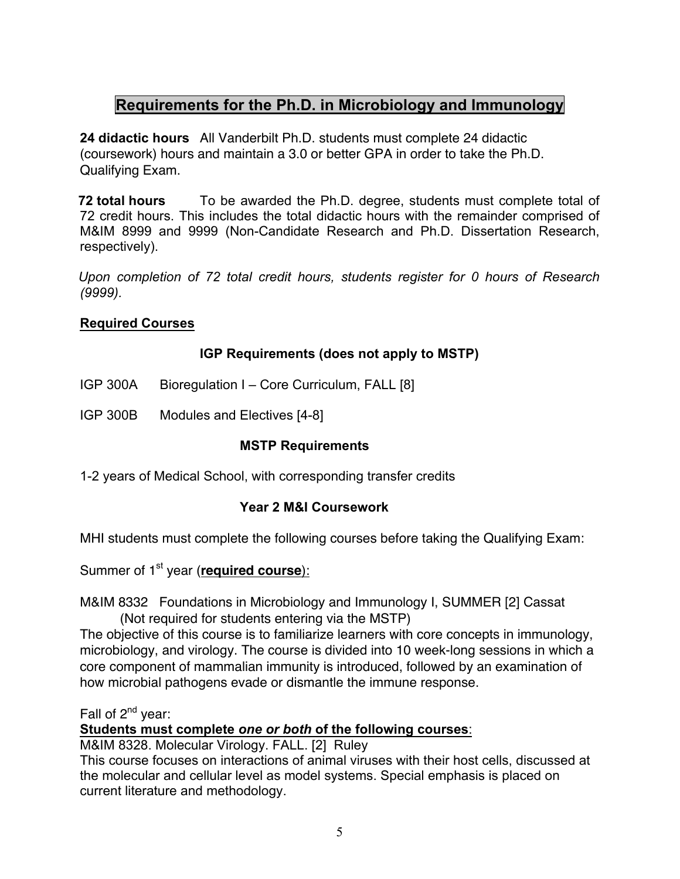## Requirements for the Ph.D. in Microbiology and Immunology

**24 didactic hours** All Vanderbilt Ph.D. students must complete 24 didactic (coursework) hours and maintain a 3.0 or better GPA in order to take the Ph.D. Qualifying Exam.

**72 total hours** To be awarded the Ph.D. degree, students must complete total of 72 credit hours. This includes the total didactic hours with the remainder comprised of M&IM 8999 and 9999 (Non-Candidate Research and Ph.D. Dissertation Research, respectively).

*Upon completion of 72 total credit hours, students register for 0 hours of Research (9999).*

### Required Courses

#### IGP Requirements (does not apply to MSTP)

IGP 300A Bioregulation I – Core Curriculum, FALL [8]

IGP 300B Modules and Electives [4-8]

#### MSTP Requirements

1-2 years of Medical School, with corresponding transfer credits

#### Year 2 M&I Coursework

MHI students must complete the following courses before taking the Qualifying Exam:

Summer of 1st year (**required course**):

M&IM 8332 Foundations in Microbiology and Immunology I, SUMMER [2] Cassat
(Not required for students entering via the MSTP)
The objective of this course is to familiarize learners with core concepts in immunology, microbiology, and virology. The course is divided into 10 week-long sessions in which a core component of mammalian immunity is introduced, followed by an examination of how microbial pathogens evade or dismantle the immune response.

Fall of 2nd year:
**Students must complete *one or both* of the following courses**:
M&IM 8328. Molecular Virology. FALL. [2] Ruley
This course focuses on interactions of animal viruses with their host cells, discussed at the molecular and cellular level as model systems. Special emphasis is placed on current literature and methodology.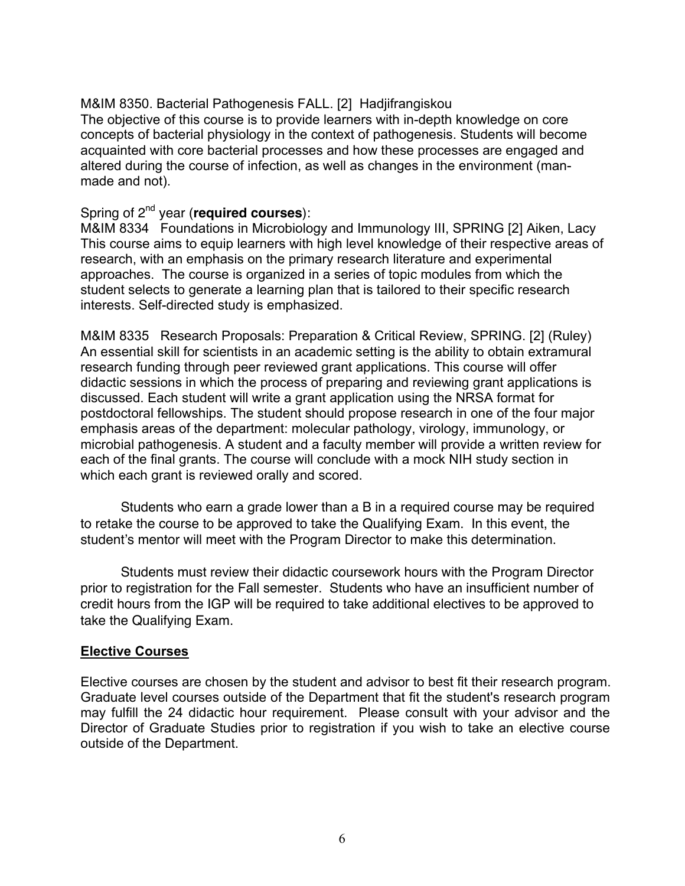M&IM 8350. Bacterial Pathogenesis FALL. [2] Hadjifrangiskou
The objective of this course is to provide learners with in-depth knowledge on core concepts of bacterial physiology in the context of pathogenesis. Students will become acquainted with core bacterial processes and how these processes are engaged and altered during the course of infection, as well as changes in the environment (man-made and not).

Spring of 2nd year (**required courses**):
M&IM 8334 Foundations in Microbiology and Immunology III, SPRING [2] Aiken, Lacy
This course aims to equip learners with high level knowledge of their respective areas of research, with an emphasis on the primary research literature and experimental approaches. The course is organized in a series of topic modules from which the student selects to generate a learning plan that is tailored to their specific research interests. Self-directed study is emphasized.

M&IM 8335 Research Proposals: Preparation & Critical Review, SPRING. [2] (Ruley)
An essential skill for scientists in an academic setting is the ability to obtain extramural research funding through peer reviewed grant applications. This course will offer didactic sessions in which the process of preparing and reviewing grant applications is discussed. Each student will write a grant application using the NRSA format for postdoctoral fellowships. The student should propose research in one of the four major emphasis areas of the department: molecular pathology, virology, immunology, or microbial pathogenesis. A student and a faculty member will provide a written review for each of the final grants. The course will conclude with a mock NIH study section in which each grant is reviewed orally and scored.

Students who earn a grade lower than a B in a required course may be required to retake the course to be approved to take the Qualifying Exam. In this event, the student's mentor will meet with the Program Director to make this determination.

Students must review their didactic coursework hours with the Program Director prior to registration for the Fall semester. Students who have an insufficient number of credit hours from the IGP will be required to take additional electives to be approved to take the Qualifying Exam.

## Elective Courses

Elective courses are chosen by the student and advisor to best fit their research program. Graduate level courses outside of the Department that fit the student's research program may fulfill the 24 didactic hour requirement. Please consult with your advisor and the Director of Graduate Studies prior to registration if you wish to take an elective course outside of the Department.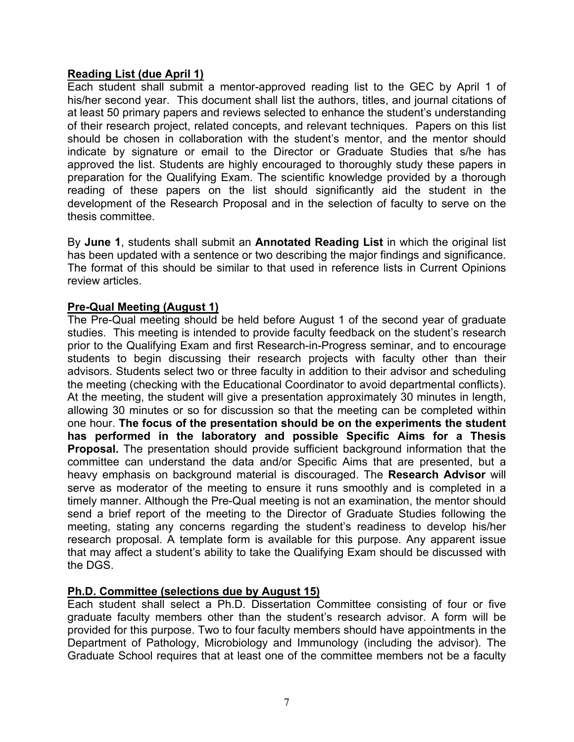**Reading List (due April 1)**

Each student shall submit a mentor-approved reading list to the GEC by April 1 of his/her second year. This document shall list the authors, titles, and journal citations of at least 50 primary papers and reviews selected to enhance the student's understanding of their research project, related concepts, and relevant techniques. Papers on this list should be chosen in collaboration with the student's mentor, and the mentor should indicate by signature or email to the Director or Graduate Studies that s/he has approved the list. Students are highly encouraged to thoroughly study these papers in preparation for the Qualifying Exam. The scientific knowledge provided by a thorough reading of these papers on the list should significantly aid the student in the development of the Research Proposal and in the selection of faculty to serve on the thesis committee.

By **June 1**, students shall submit an **Annotated Reading List** in which the original list has been updated with a sentence or two describing the major findings and significance. The format of this should be similar to that used in reference lists in Current Opinions review articles.

**Pre-Qual Meeting (August 1)**

The Pre-Qual meeting should be held before August 1 of the second year of graduate studies. This meeting is intended to provide faculty feedback on the student's research prior to the Qualifying Exam and first Research-in-Progress seminar, and to encourage students to begin discussing their research projects with faculty other than their advisors. Students select two or three faculty in addition to their advisor and scheduling the meeting (checking with the Educational Coordinator to avoid departmental conflicts). At the meeting, the student will give a presentation approximately 30 minutes in length, allowing 30 minutes or so for discussion so that the meeting can be completed within one hour. **The focus of the presentation should be on the experiments the student has performed in the laboratory and possible Specific Aims for a Thesis Proposal.** The presentation should provide sufficient background information that the committee can understand the data and/or Specific Aims that are presented, but a heavy emphasis on background material is discouraged. The **Research Advisor** will serve as moderator of the meeting to ensure it runs smoothly and is completed in a timely manner. Although the Pre-Qual meeting is not an examination, the mentor should send a brief report of the meeting to the Director of Graduate Studies following the meeting, stating any concerns regarding the student's readiness to develop his/her research proposal. A template form is available for this purpose. Any apparent issue that may affect a student's ability to take the Qualifying Exam should be discussed with the DGS.

**Ph.D. Committee (selections due by August 15)**

Each student shall select a Ph.D. Dissertation Committee consisting of four or five graduate faculty members other than the student's research advisor. A form will be provided for this purpose. Two to four faculty members should have appointments in the Department of Pathology, Microbiology and Immunology (including the advisor). The Graduate School requires that at least one of the committee members not be a faculty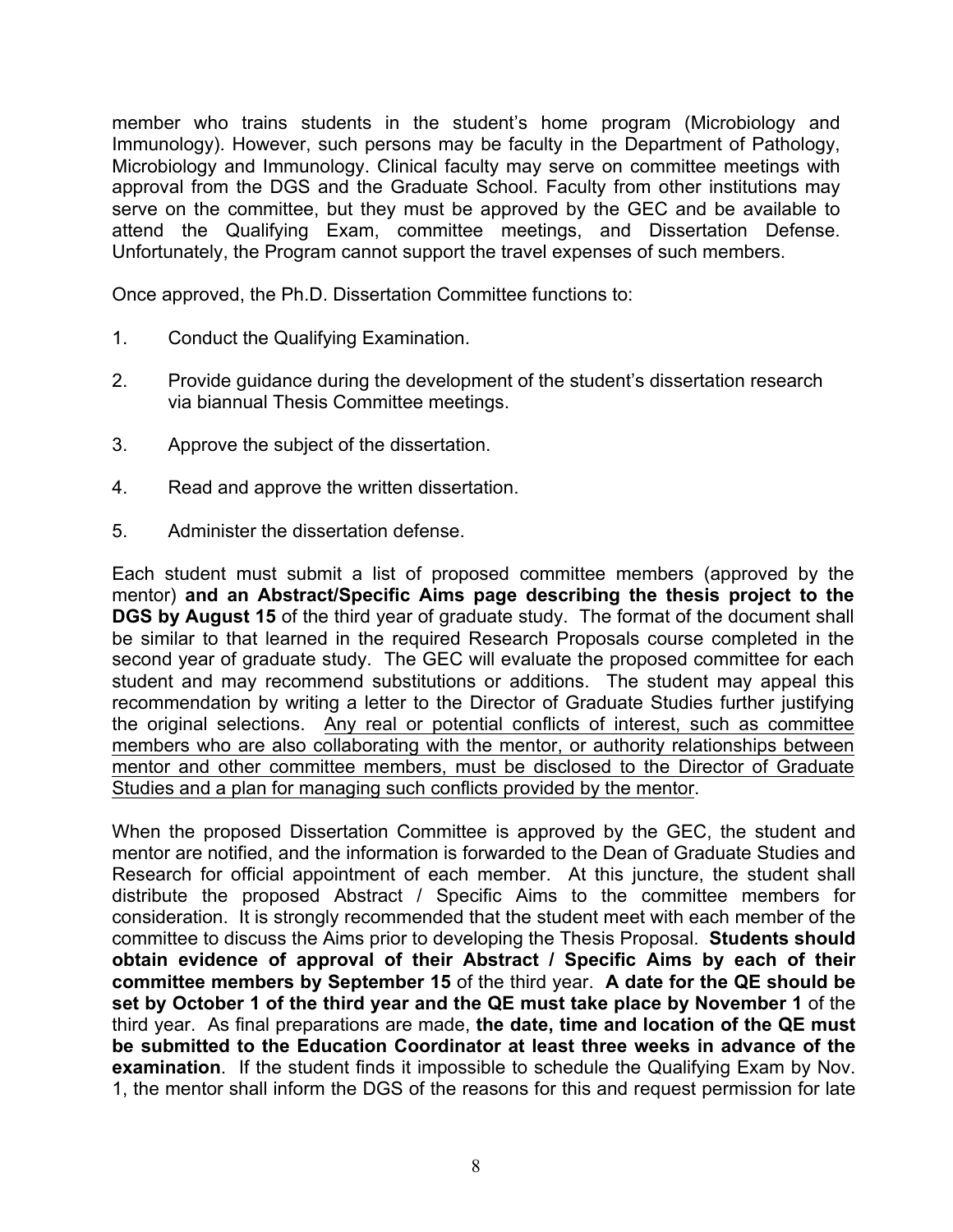member who trains students in the student's home program (Microbiology and Immunology). However, such persons may be faculty in the Department of Pathology, Microbiology and Immunology. Clinical faculty may serve on committee meetings with approval from the DGS and the Graduate School. Faculty from other institutions may serve on the committee, but they must be approved by the GEC and be available to attend the Qualifying Exam, committee meetings, and Dissertation Defense. Unfortunately, the Program cannot support the travel expenses of such members.

Once approved, the Ph.D. Dissertation Committee functions to:

1. Conduct the Qualifying Examination.

2. Provide guidance during the development of the student's dissertation research via biannual Thesis Committee meetings.

3. Approve the subject of the dissertation.

4. Read and approve the written dissertation.

5. Administer the dissertation defense.

Each student must submit a list of proposed committee members (approved by the mentor) **and an Abstract/Specific Aims page describing the thesis project to the DGS by August 15** of the third year of graduate study. The format of the document shall be similar to that learned in the required Research Proposals course completed in the second year of graduate study. The GEC will evaluate the proposed committee for each student and may recommend substitutions or additions. The student may appeal this recommendation by writing a letter to the Director of Graduate Studies further justifying the original selections. <u>Any real or potential conflicts of interest, such as committee members who are also collaborating with the mentor, or authority relationships between mentor and other committee members, must be disclosed to the Director of Graduate Studies and a plan for managing such conflicts provided by the mentor</u>.

When the proposed Dissertation Committee is approved by the GEC, the student and mentor are notified, and the information is forwarded to the Dean of Graduate Studies and Research for official appointment of each member. At this juncture, the student shall distribute the proposed Abstract / Specific Aims to the committee members for consideration. It is strongly recommended that the student meet with each member of the committee to discuss the Aims prior to developing the Thesis Proposal. **Students should obtain evidence of approval of their Abstract / Specific Aims by each of their committee members by September 15** of the third year. **A date for the QE should be set by October 1 of the third year and the QE must take place by November 1** of the third year. As final preparations are made, **the date, time and location of the QE must be submitted to the Education Coordinator at least three weeks in advance of the examination**. If the student finds it impossible to schedule the Qualifying Exam by Nov. 1, the mentor shall inform the DGS of the reasons for this and request permission for late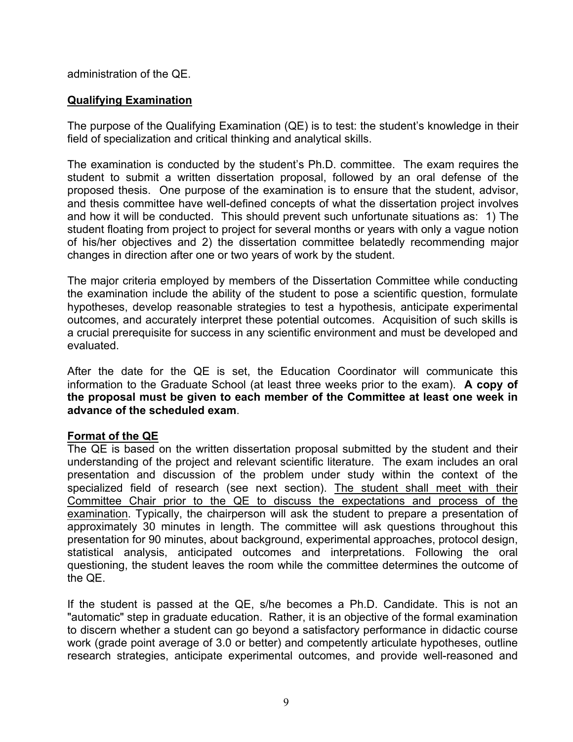administration of the QE.

## Qualifying Examination

The purpose of the Qualifying Examination (QE) is to test: the student's knowledge in their field of specialization and critical thinking and analytical skills.

The examination is conducted by the student's Ph.D. committee. The exam requires the student to submit a written dissertation proposal, followed by an oral defense of the proposed thesis. One purpose of the examination is to ensure that the student, advisor, and thesis committee have well-defined concepts of what the dissertation project involves and how it will be conducted. This should prevent such unfortunate situations as: 1) The student floating from project to project for several months or years with only a vague notion of his/her objectives and 2) the dissertation committee belatedly recommending major changes in direction after one or two years of work by the student.

The major criteria employed by members of the Dissertation Committee while conducting the examination include the ability of the student to pose a scientific question, formulate hypotheses, develop reasonable strategies to test a hypothesis, anticipate experimental outcomes, and accurately interpret these potential outcomes. Acquisition of such skills is a crucial prerequisite for success in any scientific environment and must be developed and evaluated.

After the date for the QE is set, the Education Coordinator will communicate this information to the Graduate School (at least three weeks prior to the exam). **A copy of the proposal must be given to each member of the Committee at least one week in advance of the scheduled exam**.

## Format of the QE

The QE is based on the written dissertation proposal submitted by the student and their understanding of the project and relevant scientific literature. The exam includes an oral presentation and discussion of the problem under study within the context of the specialized field of research (see next section). The student shall meet with their Committee Chair prior to the QE to discuss the expectations and process of the examination. Typically, the chairperson will ask the student to prepare a presentation of approximately 30 minutes in length. The committee will ask questions throughout this presentation for 90 minutes, about background, experimental approaches, protocol design, statistical analysis, anticipated outcomes and interpretations. Following the oral questioning, the student leaves the room while the committee determines the outcome of the QE.

If the student is passed at the QE, s/he becomes a Ph.D. Candidate. This is not an "automatic" step in graduate education. Rather, it is an objective of the formal examination to discern whether a student can go beyond a satisfactory performance in didactic course work (grade point average of 3.0 or better) and competently articulate hypotheses, outline research strategies, anticipate experimental outcomes, and provide well-reasoned and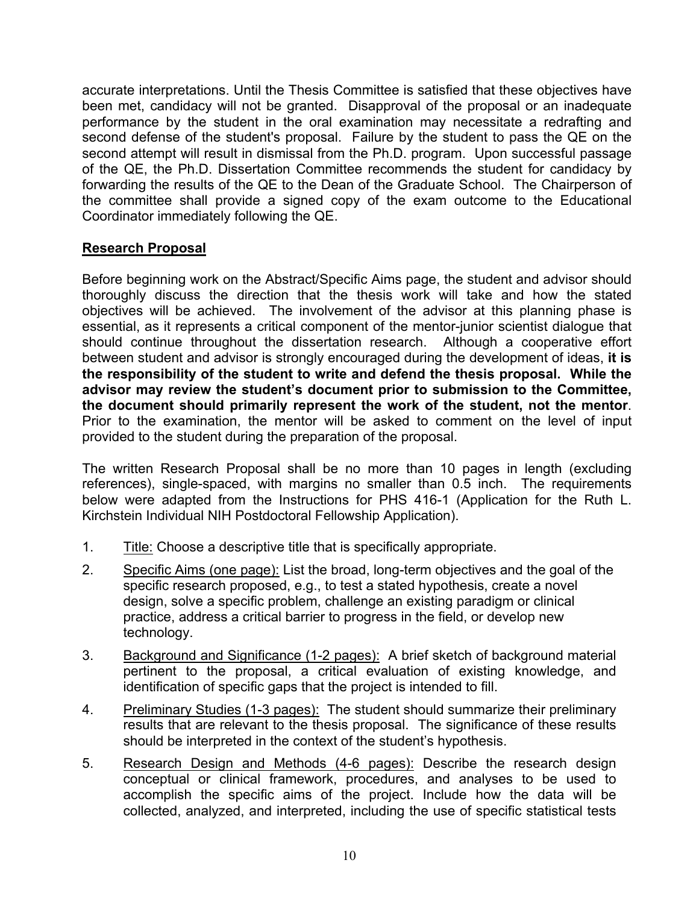accurate interpretations. Until the Thesis Committee is satisfied that these objectives have been met, candidacy will not be granted. Disapproval of the proposal or an inadequate performance by the student in the oral examination may necessitate a redrafting and second defense of the student's proposal. Failure by the student to pass the QE on the second attempt will result in dismissal from the Ph.D. program. Upon successful passage of the QE, the Ph.D. Dissertation Committee recommends the student for candidacy by forwarding the results of the QE to the Dean of the Graduate School. The Chairperson of the committee shall provide a signed copy of the exam outcome to the Educational Coordinator immediately following the QE.

## Research Proposal

Before beginning work on the Abstract/Specific Aims page, the student and advisor should thoroughly discuss the direction that the thesis work will take and how the stated objectives will be achieved. The involvement of the advisor at this planning phase is essential, as it represents a critical component of the mentor-junior scientist dialogue that should continue throughout the dissertation research. Although a cooperative effort between student and advisor is strongly encouraged during the development of ideas, **it is the responsibility of the student to write and defend the thesis proposal. While the advisor may review the student's document prior to submission to the Committee, the document should primarily represent the work of the student, not the mentor**. Prior to the examination, the mentor will be asked to comment on the level of input provided to the student during the preparation of the proposal.

The written Research Proposal shall be no more than 10 pages in length (excluding references), single-spaced, with margins no smaller than 0.5 inch. The requirements below were adapted from the Instructions for PHS 416-1 (Application for the Ruth L. Kirchstein Individual NIH Postdoctoral Fellowship Application).

1. Title: Choose a descriptive title that is specifically appropriate.
2. Specific Aims (one page): List the broad, long-term objectives and the goal of the specific research proposed, e.g., to test a stated hypothesis, create a novel design, solve a specific problem, challenge an existing paradigm or clinical practice, address a critical barrier to progress in the field, or develop new technology.
3. Background and Significance (1-2 pages): A brief sketch of background material pertinent to the proposal, a critical evaluation of existing knowledge, and identification of specific gaps that the project is intended to fill.
4. Preliminary Studies (1-3 pages): The student should summarize their preliminary results that are relevant to the thesis proposal. The significance of these results should be interpreted in the context of the student's hypothesis.
5. Research Design and Methods (4-6 pages): Describe the research design conceptual or clinical framework, procedures, and analyses to be used to accomplish the specific aims of the project. Include how the data will be collected, analyzed, and interpreted, including the use of specific statistical tests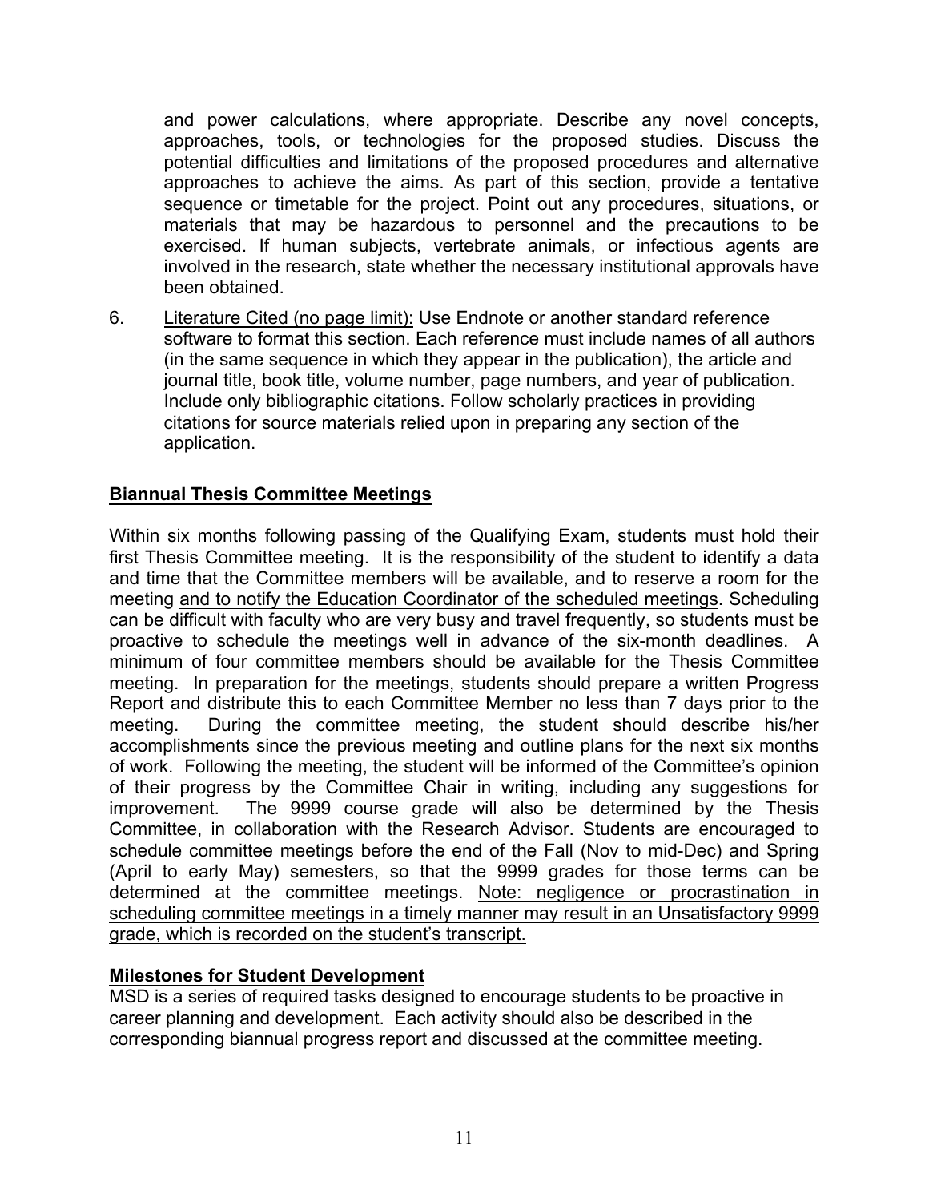and power calculations, where appropriate. Describe any novel concepts, approaches, tools, or technologies for the proposed studies. Discuss the potential difficulties and limitations of the proposed procedures and alternative approaches to achieve the aims. As part of this section, provide a tentative sequence or timetable for the project. Point out any procedures, situations, or materials that may be hazardous to personnel and the precautions to be exercised. If human subjects, vertebrate animals, or infectious agents are involved in the research, state whether the necessary institutional approvals have been obtained.

6. Literature Cited (no page limit): Use Endnote or another standard reference software to format this section. Each reference must include names of all authors (in the same sequence in which they appear in the publication), the article and journal title, book title, volume number, page numbers, and year of publication. Include only bibliographic citations. Follow scholarly practices in providing citations for source materials relied upon in preparing any section of the application.

## Biannual Thesis Committee Meetings

Within six months following passing of the Qualifying Exam, students must hold their first Thesis Committee meeting. It is the responsibility of the student to identify a data and time that the Committee members will be available, and to reserve a room for the meeting and to notify the Education Coordinator of the scheduled meetings. Scheduling can be difficult with faculty who are very busy and travel frequently, so students must be proactive to schedule the meetings well in advance of the six-month deadlines. A minimum of four committee members should be available for the Thesis Committee meeting. In preparation for the meetings, students should prepare a written Progress Report and distribute this to each Committee Member no less than 7 days prior to the meeting. During the committee meeting, the student should describe his/her accomplishments since the previous meeting and outline plans for the next six months of work. Following the meeting, the student will be informed of the Committee's opinion of their progress by the Committee Chair in writing, including any suggestions for improvement. The 9999 course grade will also be determined by the Thesis Committee, in collaboration with the Research Advisor. Students are encouraged to schedule committee meetings before the end of the Fall (Nov to mid-Dec) and Spring (April to early May) semesters, so that the 9999 grades for those terms can be determined at the committee meetings. Note: negligence or procrastination in scheduling committee meetings in a timely manner may result in an Unsatisfactory 9999 grade, which is recorded on the student's transcript.

## Milestones for Student Development

MSD is a series of required tasks designed to encourage students to be proactive in career planning and development. Each activity should also be described in the corresponding biannual progress report and discussed at the committee meeting.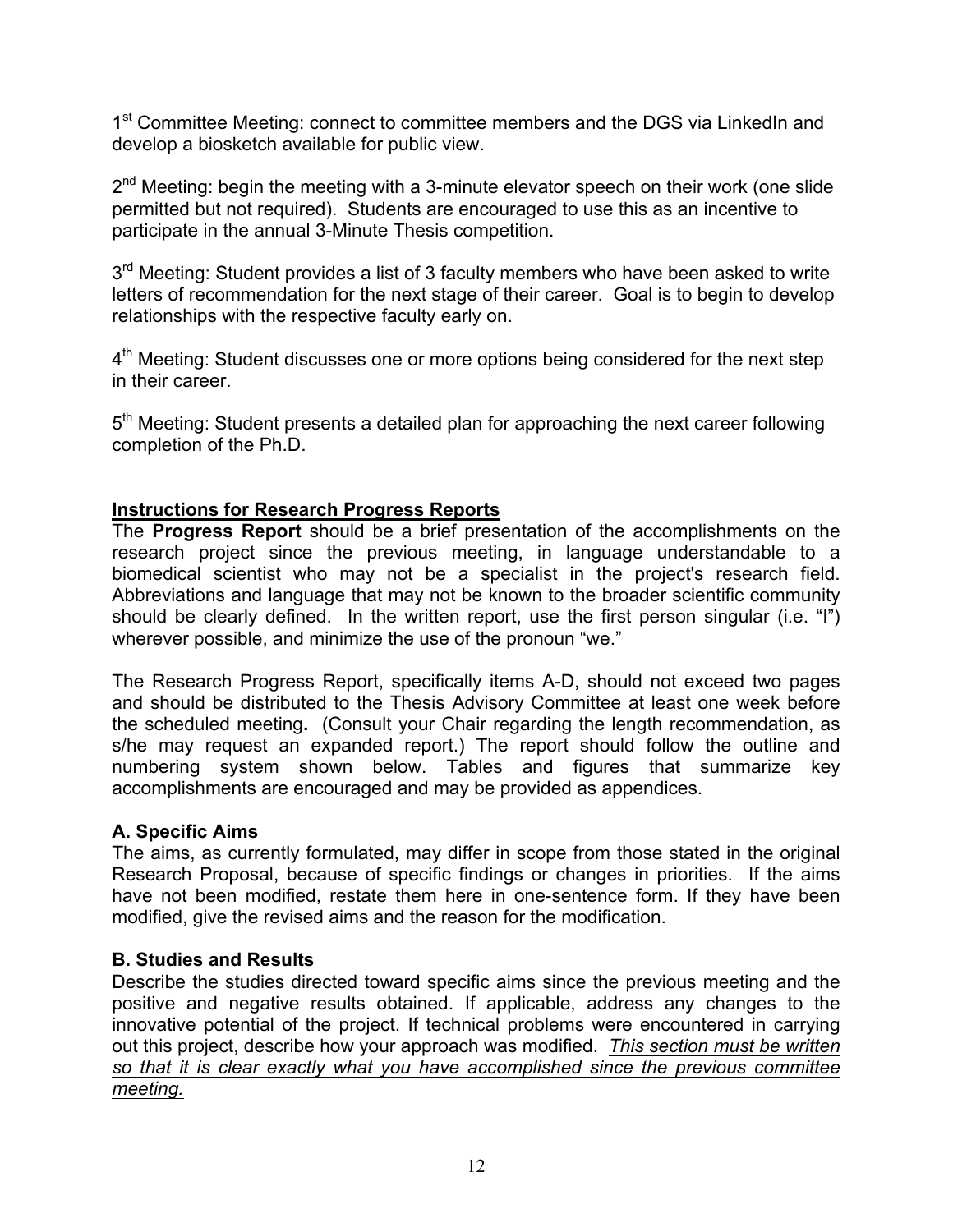1st Committee Meeting: connect to committee members and the DGS via LinkedIn and develop a biosketch available for public view.

2nd Meeting: begin the meeting with a 3-minute elevator speech on their work (one slide permitted but not required). Students are encouraged to use this as an incentive to participate in the annual 3-Minute Thesis competition.

3rd Meeting: Student provides a list of 3 faculty members who have been asked to write letters of recommendation for the next stage of their career. Goal is to begin to develop relationships with the respective faculty early on.

4th Meeting: Student discusses one or more options being considered for the next step in their career.

5th Meeting: Student presents a detailed plan for approaching the next career following completion of the Ph.D.

## Instructions for Research Progress Reports

The **Progress Report** should be a brief presentation of the accomplishments on the research project since the previous meeting, in language understandable to a biomedical scientist who may not be a specialist in the project's research field. Abbreviations and language that may not be known to the broader scientific community should be clearly defined. In the written report, use the first person singular (i.e. "I") wherever possible, and minimize the use of the pronoun "we."

The Research Progress Report, specifically items A-D, should not exceed two pages and should be distributed to the Thesis Advisory Committee at least one week before the scheduled meeting**.** (Consult your Chair regarding the length recommendation, as s/he may request an expanded report.) The report should follow the outline and numbering system shown below. Tables and figures that summarize key accomplishments are encouraged and may be provided as appendices.

### A. Specific Aims

The aims, as currently formulated, may differ in scope from those stated in the original Research Proposal, because of specific findings or changes in priorities. If the aims have not been modified, restate them here in one-sentence form. If they have been modified, give the revised aims and the reason for the modification.

### B. Studies and Results

Describe the studies directed toward specific aims since the previous meeting and the positive and negative results obtained. If applicable, address any changes to the innovative potential of the project. If technical problems were encountered in carrying out this project, describe how your approach was modified. *This section must be written so that it is clear exactly what you have accomplished since the previous committee meeting.*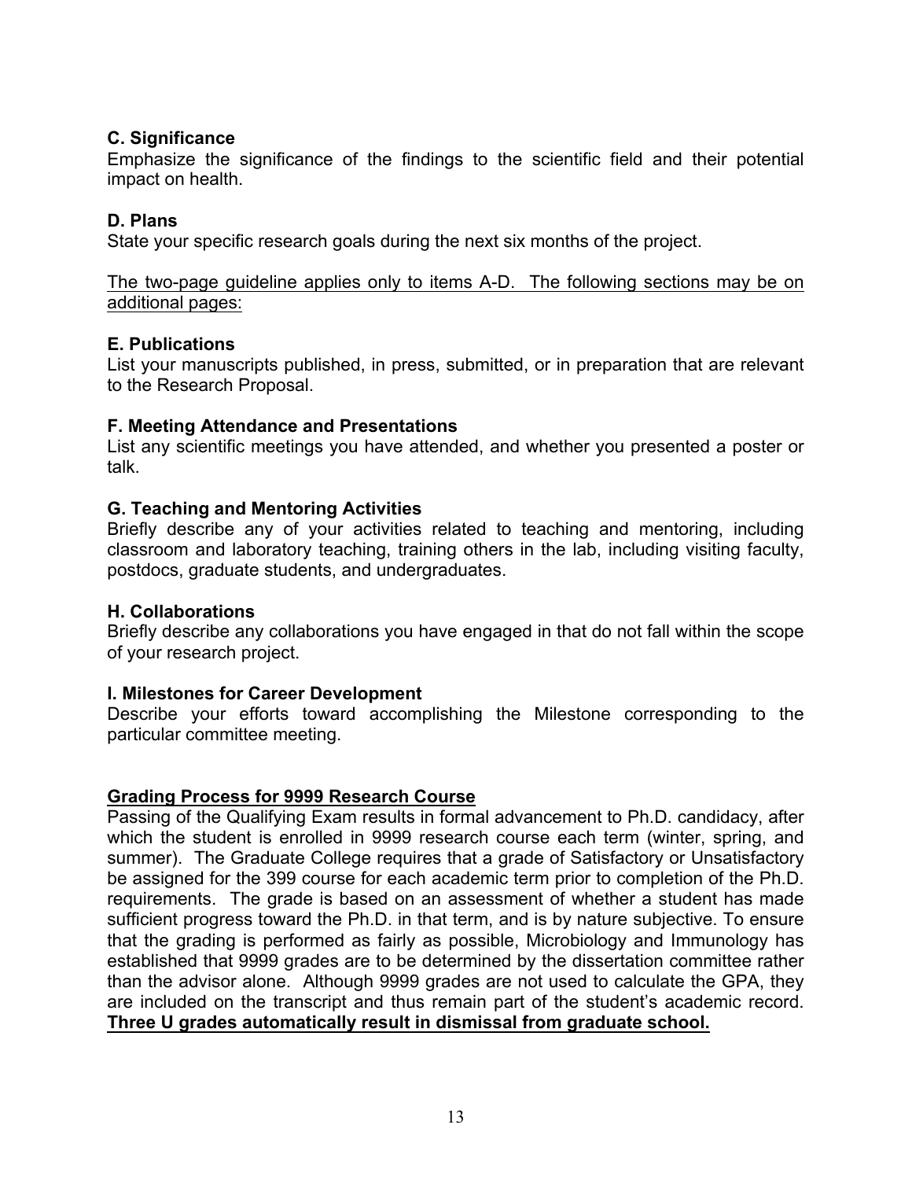**C. Significance**
Emphasize the significance of the findings to the scientific field and their potential impact on health.

**D. Plans**
State your specific research goals during the next six months of the project.

<u>The two-page guideline applies only to items A-D. The following sections may be on additional pages:</u>

**E. Publications**
List your manuscripts published, in press, submitted, or in preparation that are relevant to the Research Proposal.

**F. Meeting Attendance and Presentations**
List any scientific meetings you have attended, and whether you presented a poster or talk.

**G. Teaching and Mentoring Activities**
Briefly describe any of your activities related to teaching and mentoring, including classroom and laboratory teaching, training others in the lab, including visiting faculty, postdocs, graduate students, and undergraduates.

**H. Collaborations**
Briefly describe any collaborations you have engaged in that do not fall within the scope of your research project.

**I. Milestones for Career Development**
Describe your efforts toward accomplishing the Milestone corresponding to the particular committee meeting.

**<u>Grading Process for 9999 Research Course</u>**

Passing of the Qualifying Exam results in formal advancement to Ph.D. candidacy, after which the student is enrolled in 9999 research course each term (winter, spring, and summer). The Graduate College requires that a grade of Satisfactory or Unsatisfactory be assigned for the 399 course for each academic term prior to completion of the Ph.D. requirements. The grade is based on an assessment of whether a student has made sufficient progress toward the Ph.D. in that term, and is by nature subjective. To ensure that the grading is performed as fairly as possible, Microbiology and Immunology has established that 9999 grades are to be determined by the dissertation committee rather than the advisor alone. Although 9999 grades are not used to calculate the GPA, they are included on the transcript and thus remain part of the student's academic record. **<u>Three U grades automatically result in dismissal from graduate school.</u>**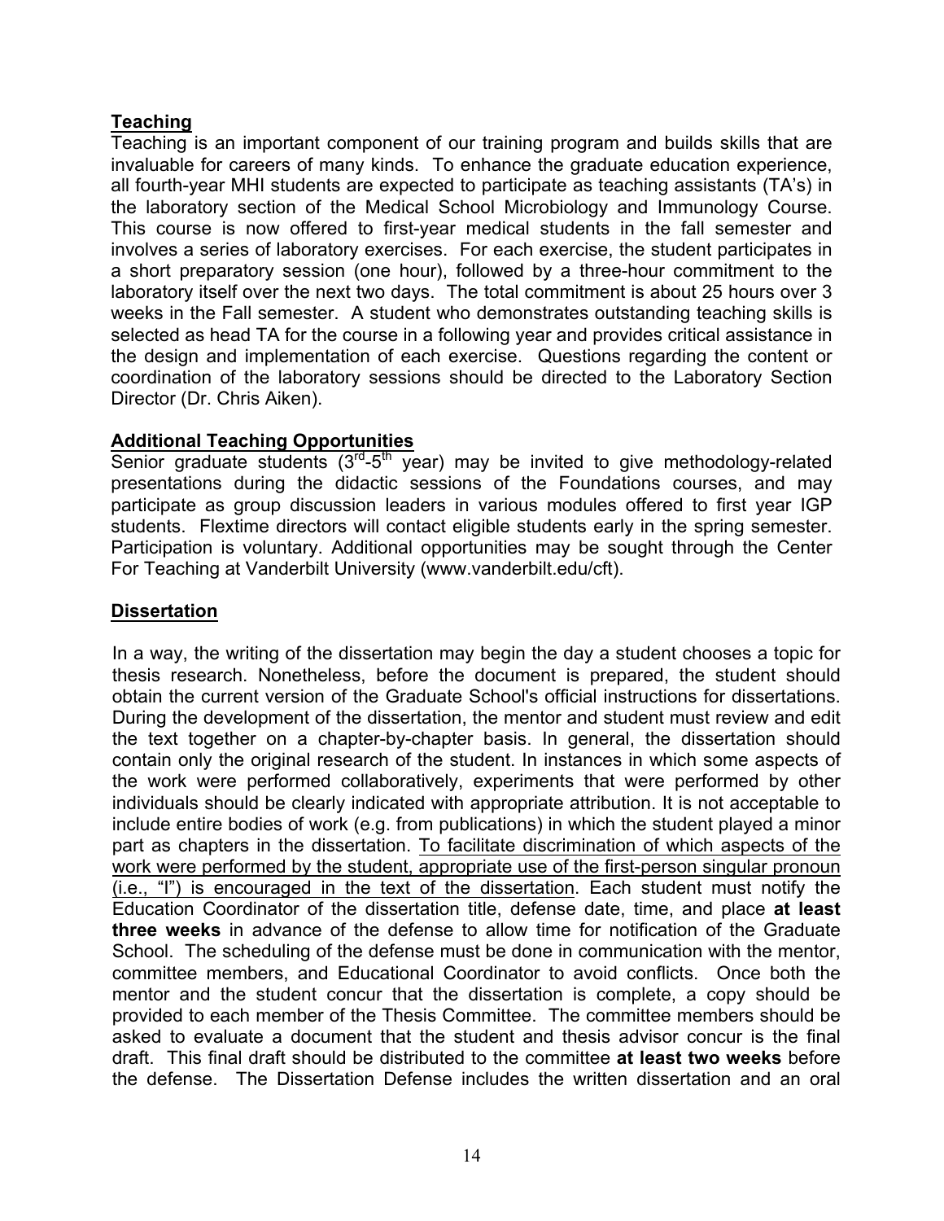## Teaching

Teaching is an important component of our training program and builds skills that are invaluable for careers of many kinds. To enhance the graduate education experience, all fourth-year MHI students are expected to participate as teaching assistants (TA's) in the laboratory section of the Medical School Microbiology and Immunology Course. This course is now offered to first-year medical students in the fall semester and involves a series of laboratory exercises. For each exercise, the student participates in a short preparatory session (one hour), followed by a three-hour commitment to the laboratory itself over the next two days. The total commitment is about 25 hours over 3 weeks in the Fall semester. A student who demonstrates outstanding teaching skills is selected as head TA for the course in a following year and provides critical assistance in the design and implementation of each exercise. Questions regarding the content or coordination of the laboratory sessions should be directed to the Laboratory Section Director (Dr. Chris Aiken).

## Additional Teaching Opportunities

Senior graduate students (3rd-5th year) may be invited to give methodology-related presentations during the didactic sessions of the Foundations courses, and may participate as group discussion leaders in various modules offered to first year IGP students. Flextime directors will contact eligible students early in the spring semester. Participation is voluntary. Additional opportunities may be sought through the Center For Teaching at Vanderbilt University (www.vanderbilt.edu/cft).

## Dissertation

In a way, the writing of the dissertation may begin the day a student chooses a topic for thesis research. Nonetheless, before the document is prepared, the student should obtain the current version of the Graduate School's official instructions for dissertations. During the development of the dissertation, the mentor and student must review and edit the text together on a chapter-by-chapter basis. In general, the dissertation should contain only the original research of the student. In instances in which some aspects of the work were performed collaboratively, experiments that were performed by other individuals should be clearly indicated with appropriate attribution. It is not acceptable to include entire bodies of work (e.g. from publications) in which the student played a minor part as chapters in the dissertation. <u>To facilitate discrimination of which aspects of the work were performed by the student, appropriate use of the first-person singular pronoun (i.e., "I") is encouraged in the text of the dissertation</u>. Each student must notify the Education Coordinator of the dissertation title, defense date, time, and place **at least three weeks** in advance of the defense to allow time for notification of the Graduate School. The scheduling of the defense must be done in communication with the mentor, committee members, and Educational Coordinator to avoid conflicts. Once both the mentor and the student concur that the dissertation is complete, a copy should be provided to each member of the Thesis Committee. The committee members should be asked to evaluate a document that the student and thesis advisor concur is the final draft. This final draft should be distributed to the committee **at least two weeks** before the defense. The Dissertation Defense includes the written dissertation and an oral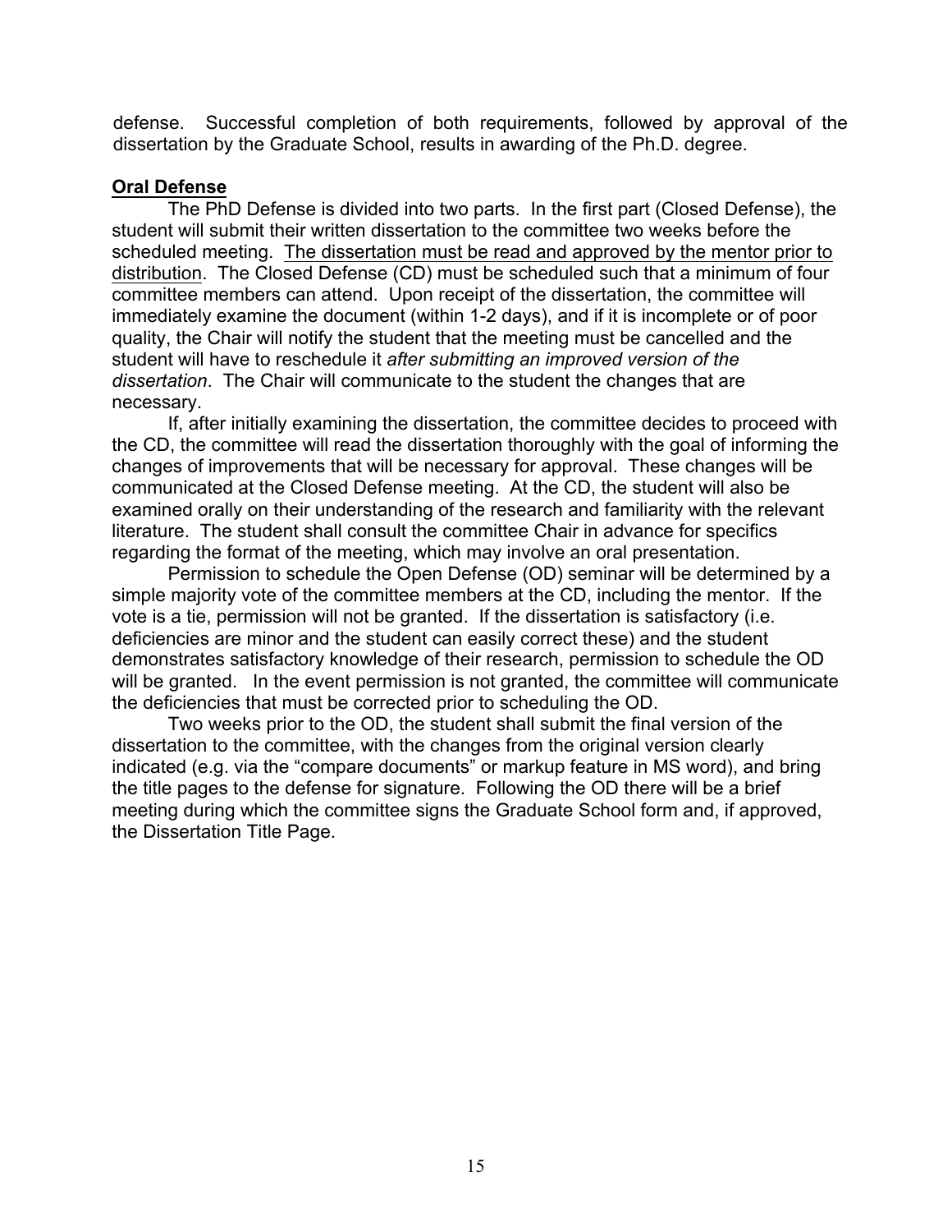defense. Successful completion of both requirements, followed by approval of the dissertation by the Graduate School, results in awarding of the Ph.D. degree.

**Oral Defense**

The PhD Defense is divided into two parts. In the first part (Closed Defense), the student will submit their written dissertation to the committee two weeks before the scheduled meeting. <u>The dissertation must be read and approved by the mentor prior to distribution</u>. The Closed Defense (CD) must be scheduled such that a minimum of four committee members can attend. Upon receipt of the dissertation, the committee will immediately examine the document (within 1-2 days), and if it is incomplete or of poor quality, the Chair will notify the student that the meeting must be cancelled and the student will have to reschedule it *after submitting an improved version of the dissertation*. The Chair will communicate to the student the changes that are necessary.

If, after initially examining the dissertation, the committee decides to proceed with the CD, the committee will read the dissertation thoroughly with the goal of informing the changes of improvements that will be necessary for approval. These changes will be communicated at the Closed Defense meeting. At the CD, the student will also be examined orally on their understanding of the research and familiarity with the relevant literature. The student shall consult the committee Chair in advance for specifics regarding the format of the meeting, which may involve an oral presentation.

Permission to schedule the Open Defense (OD) seminar will be determined by a simple majority vote of the committee members at the CD, including the mentor. If the vote is a tie, permission will not be granted. If the dissertation is satisfactory (i.e. deficiencies are minor and the student can easily correct these) and the student demonstrates satisfactory knowledge of their research, permission to schedule the OD will be granted. In the event permission is not granted, the committee will communicate the deficiencies that must be corrected prior to scheduling the OD.

Two weeks prior to the OD, the student shall submit the final version of the dissertation to the committee, with the changes from the original version clearly indicated (e.g. via the "compare documents" or markup feature in MS word), and bring the title pages to the defense for signature. Following the OD there will be a brief meeting during which the committee signs the Graduate School form and, if approved, the Dissertation Title Page.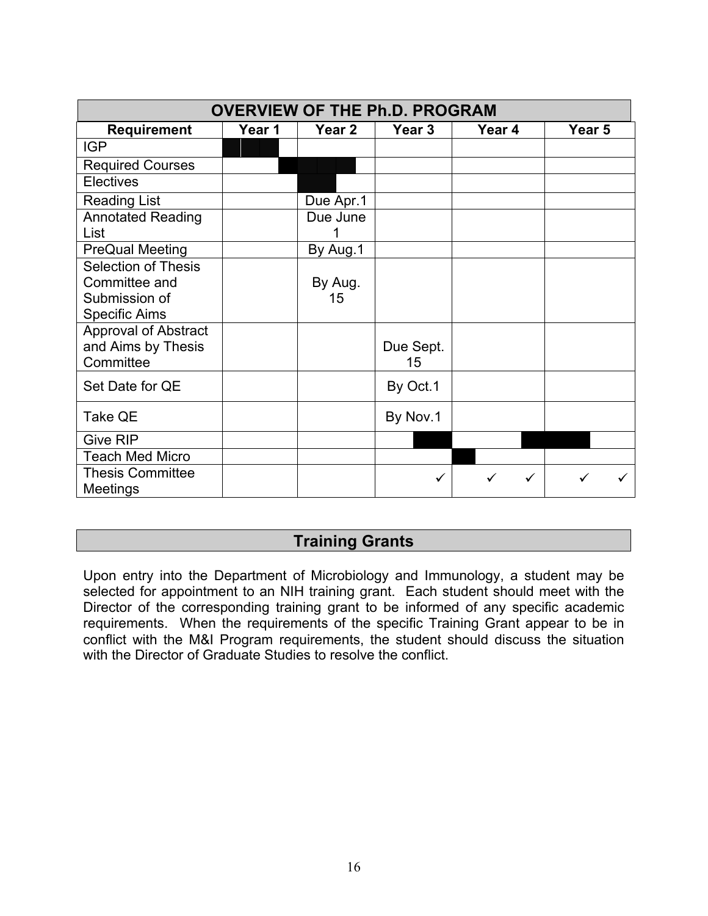## OVERVIEW OF THE Ph.D. PROGRAM

| Requirement | Year 1 | Year 2 | Year 3 | Year 4 | Year 5 |
|---|---|---|---|---|---|
| IGP | | | | | |
| Required Courses | | | | | |
| Electives | | | | | |
| Reading List | | Due Apr.1 | | | |
| Annotated Reading List | | Due June 1 | | | |
| PreQual Meeting | | By Aug.1 | | | |
| Selection of Thesis Committee and Submission of Specific Aims | | By Aug. 15 | | | |
| Approval of Abstract and Aims by Thesis Committee | | | Due Sept. 15 | | |
| Set Date for QE | | | By Oct.1 | | |
| Take QE | | | By Nov.1 | | |
| Give RIP | | | | | |
| Teach Med Micro | | | | | |
| Thesis Committee Meetings | | | ✓ | ✓ ✓ | ✓ ✓ |

## Training Grants

Upon entry into the Department of Microbiology and Immunology, a student may be selected for appointment to an NIH training grant. Each student should meet with the Director of the corresponding training grant to be informed of any specific academic requirements. When the requirements of the specific Training Grant appear to be in conflict with the M&I Program requirements, the student should discuss the situation with the Director of Graduate Studies to resolve the conflict.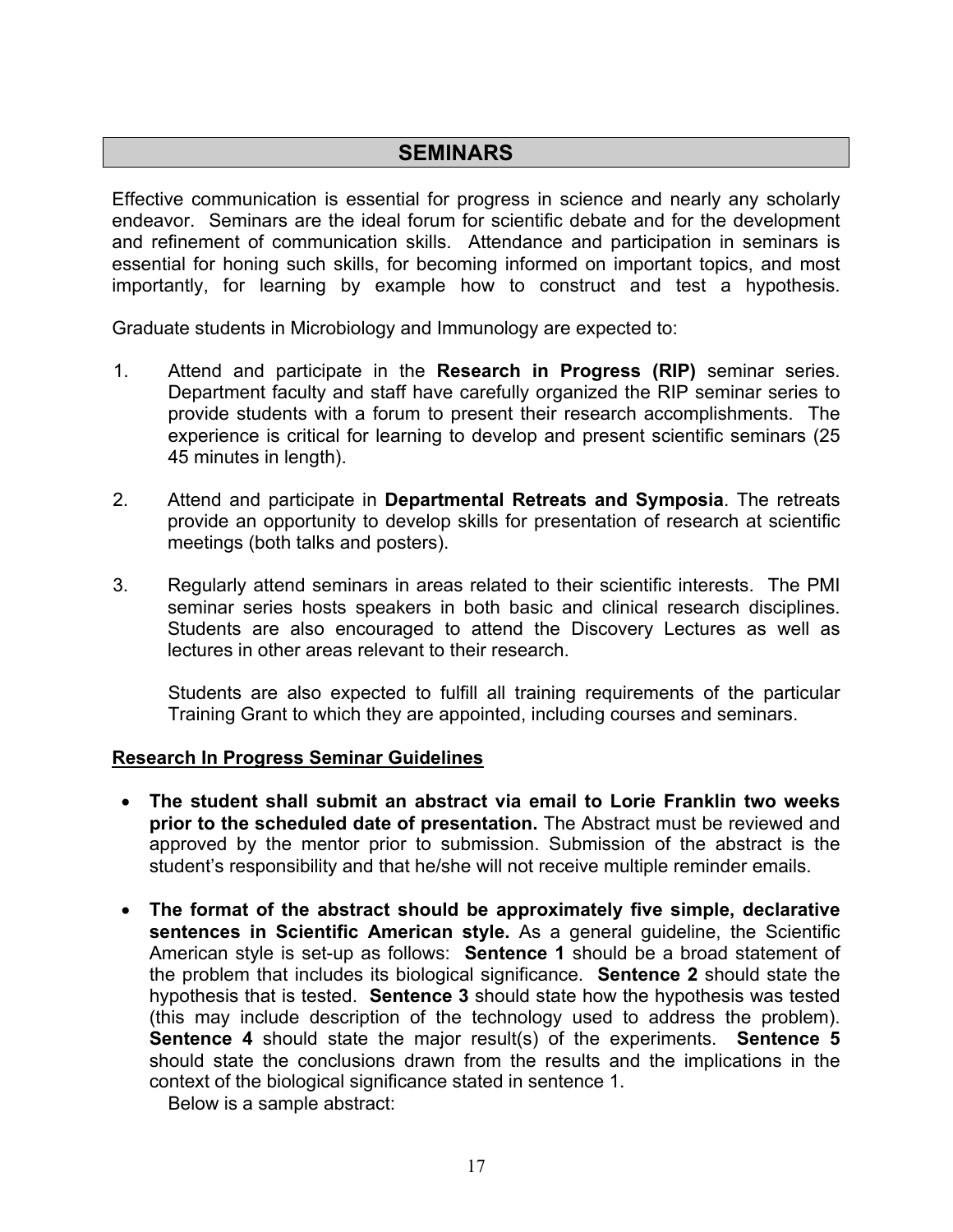## SEMINARS

Effective communication is essential for progress in science and nearly any scholarly endeavor. Seminars are the ideal forum for scientific debate and for the development and refinement of communication skills. Attendance and participation in seminars is essential for honing such skills, for becoming informed on important topics, and most importantly, for learning by example how to construct and test a hypothesis.

Graduate students in Microbiology and Immunology are expected to:

1. Attend and participate in the **Research in Progress (RIP)** seminar series. Department faculty and staff have carefully organized the RIP seminar series to provide students with a forum to present their research accomplishments. The experience is critical for learning to develop and present scientific seminars (25 45 minutes in length).

2. Attend and participate in **Departmental Retreats and Symposia**. The retreats provide an opportunity to develop skills for presentation of research at scientific meetings (both talks and posters).

3. Regularly attend seminars in areas related to their scientific interests. The PMI seminar series hosts speakers in both basic and clinical research disciplines. Students are also encouraged to attend the Discovery Lectures as well as lectures in other areas relevant to their research.

   Students are also expected to fulfill all training requirements of the particular Training Grant to which they are appointed, including courses and seminars.

**Research In Progress Seminar Guidelines**

- **The student shall submit an abstract via email to Lorie Franklin two weeks prior to the scheduled date of presentation.** The Abstract must be reviewed and approved by the mentor prior to submission. Submission of the abstract is the student's responsibility and that he/she will not receive multiple reminder emails.

- **The format of the abstract should be approximately five simple, declarative sentences in Scientific American style.** As a general guideline, the Scientific American style is set-up as follows: **Sentence 1** should be a broad statement of the problem that includes its biological significance. **Sentence 2** should state the hypothesis that is tested. **Sentence 3** should state how the hypothesis was tested (this may include description of the technology used to address the problem). **Sentence 4** should state the major result(s) of the experiments. **Sentence 5** should state the conclusions drawn from the results and the implications in the context of the biological significance stated in sentence 1.

  Below is a sample abstract: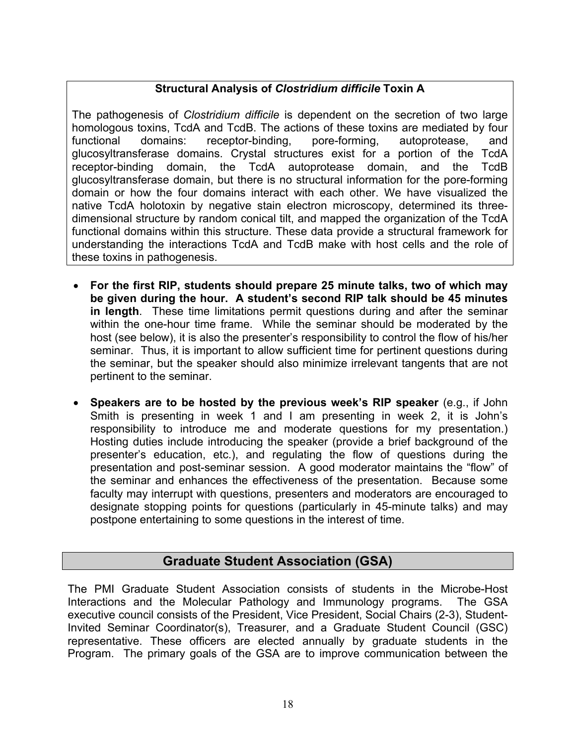**Structural Analysis of *Clostridium difficile* Toxin A**

The pathogenesis of *Clostridium difficile* is dependent on the secretion of two large homologous toxins, TcdA and TcdB. The actions of these toxins are mediated by four functional domains: receptor-binding, pore-forming, autoprotease, and glucosyltransferase domains. Crystal structures exist for a portion of the TcdA receptor-binding domain, the TcdA autoprotease domain, and the TcdB glucosyltransferase domain, but there is no structural information for the pore-forming domain or how the four domains interact with each other. We have visualized the native TcdA holotoxin by negative stain electron microscopy, determined its three-dimensional structure by random conical tilt, and mapped the organization of the TcdA functional domains within this structure. These data provide a structural framework for understanding the interactions TcdA and TcdB make with host cells and the role of these toxins in pathogenesis.

- **For the first RIP, students should prepare 25 minute talks, two of which may be given during the hour. A student's second RIP talk should be 45 minutes in length**. These time limitations permit questions during and after the seminar within the one-hour time frame. While the seminar should be moderated by the host (see below), it is also the presenter's responsibility to control the flow of his/her seminar. Thus, it is important to allow sufficient time for pertinent questions during the seminar, but the speaker should also minimize irrelevant tangents that are not pertinent to the seminar.
- **Speakers are to be hosted by the previous week's RIP speaker** (e.g., if John Smith is presenting in week 1 and I am presenting in week 2, it is John's responsibility to introduce me and moderate questions for my presentation.) Hosting duties include introducing the speaker (provide a brief background of the presenter's education, etc.), and regulating the flow of questions during the presentation and post-seminar session. A good moderator maintains the "flow" of the seminar and enhances the effectiveness of the presentation. Because some faculty may interrupt with questions, presenters and moderators are encouraged to designate stopping points for questions (particularly in 45-minute talks) and may postpone entertaining to some questions in the interest of time.

## Graduate Student Association (GSA)

The PMI Graduate Student Association consists of students in the Microbe-Host Interactions and the Molecular Pathology and Immunology programs. The GSA executive council consists of the President, Vice President, Social Chairs (2-3), Student-Invited Seminar Coordinator(s), Treasurer, and a Graduate Student Council (GSC) representative. These officers are elected annually by graduate students in the Program. The primary goals of the GSA are to improve communication between the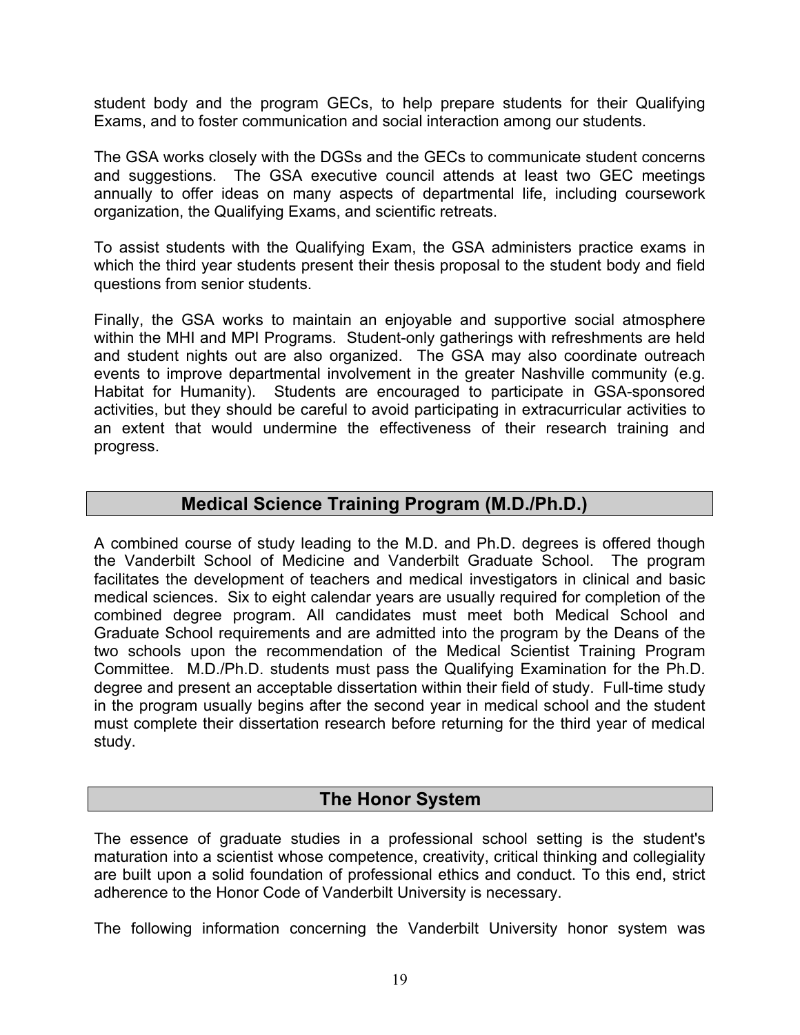student body and the program GECs, to help prepare students for their Qualifying Exams, and to foster communication and social interaction among our students.

The GSA works closely with the DGSs and the GECs to communicate student concerns and suggestions. The GSA executive council attends at least two GEC meetings annually to offer ideas on many aspects of departmental life, including coursework organization, the Qualifying Exams, and scientific retreats.

To assist students with the Qualifying Exam, the GSA administers practice exams in which the third year students present their thesis proposal to the student body and field questions from senior students.

Finally, the GSA works to maintain an enjoyable and supportive social atmosphere within the MHI and MPI Programs. Student-only gatherings with refreshments are held and student nights out are also organized. The GSA may also coordinate outreach events to improve departmental involvement in the greater Nashville community (e.g. Habitat for Humanity). Students are encouraged to participate in GSA-sponsored activities, but they should be careful to avoid participating in extracurricular activities to an extent that would undermine the effectiveness of their research training and progress.

## Medical Science Training Program (M.D./Ph.D.)

A combined course of study leading to the M.D. and Ph.D. degrees is offered though the Vanderbilt School of Medicine and Vanderbilt Graduate School. The program facilitates the development of teachers and medical investigators in clinical and basic medical sciences. Six to eight calendar years are usually required for completion of the combined degree program. All candidates must meet both Medical School and Graduate School requirements and are admitted into the program by the Deans of the two schools upon the recommendation of the Medical Scientist Training Program Committee. M.D./Ph.D. students must pass the Qualifying Examination for the Ph.D. degree and present an acceptable dissertation within their field of study. Full-time study in the program usually begins after the second year in medical school and the student must complete their dissertation research before returning for the third year of medical study.

## The Honor System

The essence of graduate studies in a professional school setting is the student's maturation into a scientist whose competence, creativity, critical thinking and collegiality are built upon a solid foundation of professional ethics and conduct. To this end, strict adherence to the Honor Code of Vanderbilt University is necessary.

The following information concerning the Vanderbilt University honor system was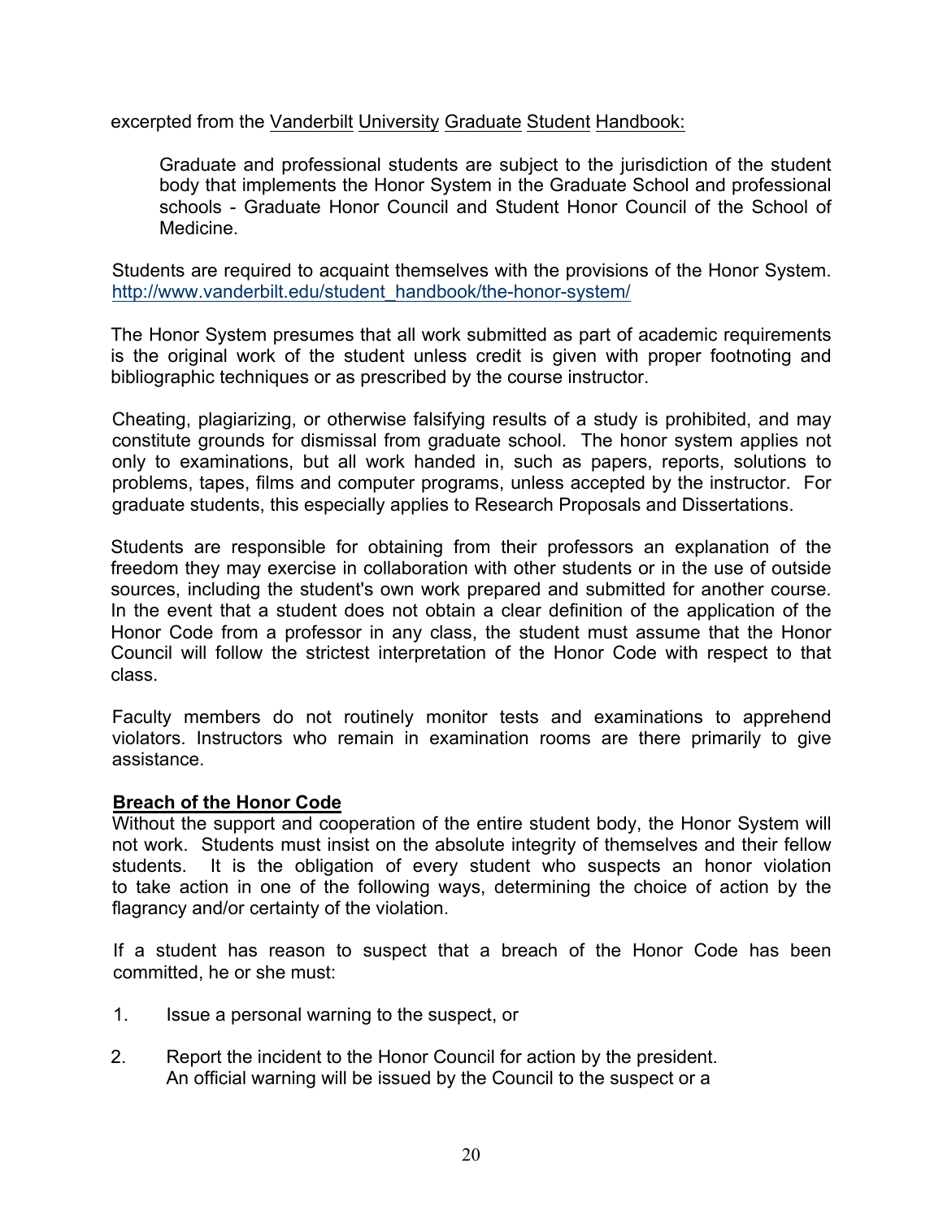excerpted from the Vanderbilt University Graduate Student Handbook:

> Graduate and professional students are subject to the jurisdiction of the student body that implements the Honor System in the Graduate School and professional schools - Graduate Honor Council and Student Honor Council of the School of Medicine.

Students are required to acquaint themselves with the provisions of the Honor System. http://www.vanderbilt.edu/student_handbook/the-honor-system/

The Honor System presumes that all work submitted as part of academic requirements is the original work of the student unless credit is given with proper footnoting and bibliographic techniques or as prescribed by the course instructor.

Cheating, plagiarizing, or otherwise falsifying results of a study is prohibited, and may constitute grounds for dismissal from graduate school. The honor system applies not only to examinations, but all work handed in, such as papers, reports, solutions to problems, tapes, films and computer programs, unless accepted by the instructor. For graduate students, this especially applies to Research Proposals and Dissertations.

Students are responsible for obtaining from their professors an explanation of the freedom they may exercise in collaboration with other students or in the use of outside sources, including the student's own work prepared and submitted for another course. In the event that a student does not obtain a clear definition of the application of the Honor Code from a professor in any class, the student must assume that the Honor Council will follow the strictest interpretation of the Honor Code with respect to that class.

Faculty members do not routinely monitor tests and examinations to apprehend violators. Instructors who remain in examination rooms are there primarily to give assistance.

**Breach of the Honor Code**

Without the support and cooperation of the entire student body, the Honor System will not work. Students must insist on the absolute integrity of themselves and their fellow students. It is the obligation of every student who suspects an honor violation to take action in one of the following ways, determining the choice of action by the flagrancy and/or certainty of the violation.

If a student has reason to suspect that a breach of the Honor Code has been committed, he or she must:

1. Issue a personal warning to the suspect, or

2. Report the incident to the Honor Council for action by the president. An official warning will be issued by the Council to the suspect or a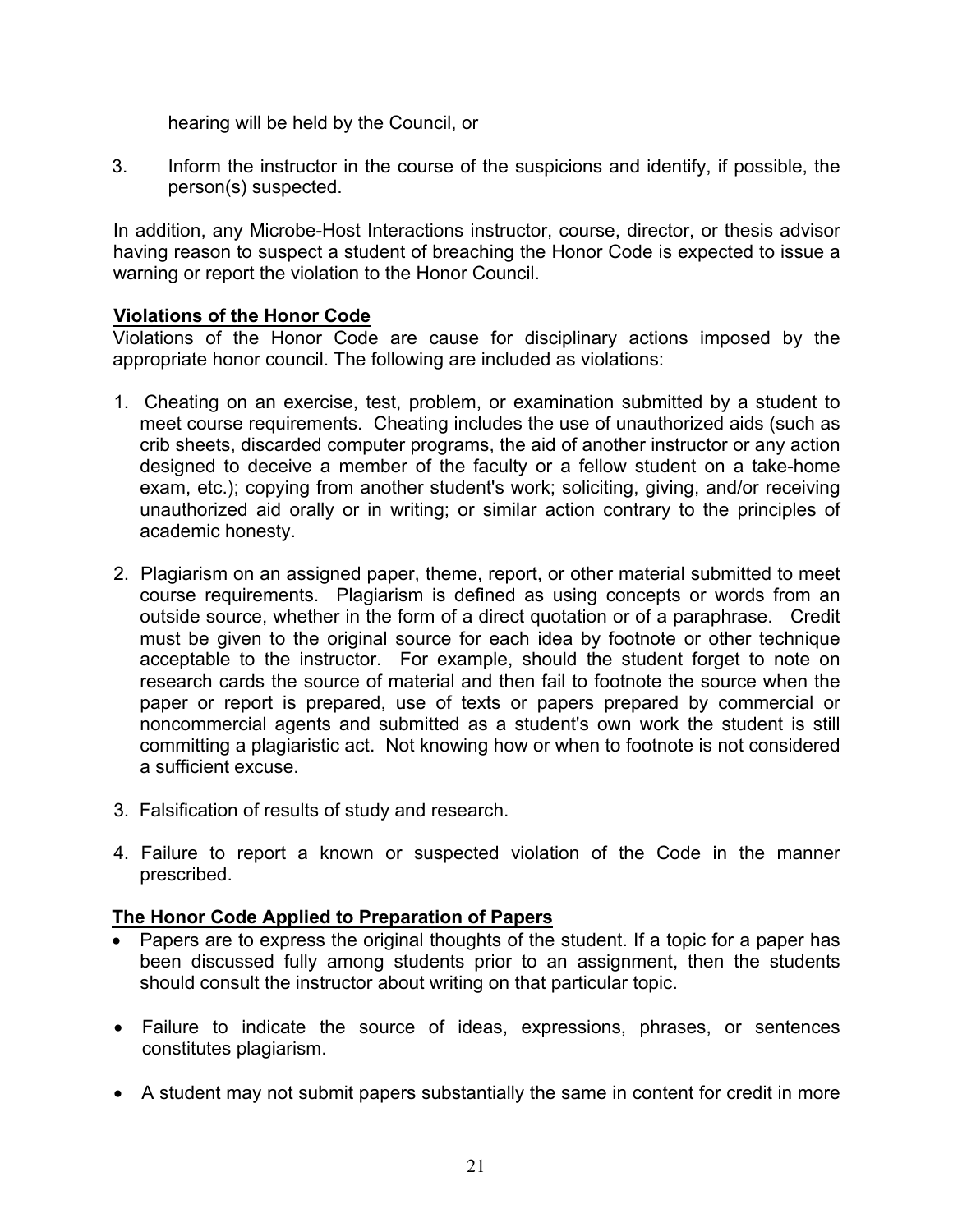hearing will be held by the Council, or

3. Inform the instructor in the course of the suspicions and identify, if possible, the person(s) suspected.

In addition, any Microbe-Host Interactions instructor, course, director, or thesis advisor having reason to suspect a student of breaching the Honor Code is expected to issue a warning or report the violation to the Honor Council.

**Violations of the Honor Code**

Violations of the Honor Code are cause for disciplinary actions imposed by the appropriate honor council. The following are included as violations:

1. Cheating on an exercise, test, problem, or examination submitted by a student to meet course requirements. Cheating includes the use of unauthorized aids (such as crib sheets, discarded computer programs, the aid of another instructor or any action designed to deceive a member of the faculty or a fellow student on a take-home exam, etc.); copying from another student's work; soliciting, giving, and/or receiving unauthorized aid orally or in writing; or similar action contrary to the principles of academic honesty.

2. Plagiarism on an assigned paper, theme, report, or other material submitted to meet course requirements. Plagiarism is defined as using concepts or words from an outside source, whether in the form of a direct quotation or of a paraphrase. Credit must be given to the original source for each idea by footnote or other technique acceptable to the instructor. For example, should the student forget to note on research cards the source of material and then fail to footnote the source when the paper or report is prepared, use of texts or papers prepared by commercial or noncommercial agents and submitted as a student's own work the student is still committing a plagiaristic act. Not knowing how or when to footnote is not considered a sufficient excuse.

3. Falsification of results of study and research.

4. Failure to report a known or suspected violation of the Code in the manner prescribed.

**The Honor Code Applied to Preparation of Papers**

- Papers are to express the original thoughts of the student. If a topic for a paper has been discussed fully among students prior to an assignment, then the students should consult the instructor about writing on that particular topic.

- Failure to indicate the source of ideas, expressions, phrases, or sentences constitutes plagiarism.

- A student may not submit papers substantially the same in content for credit in more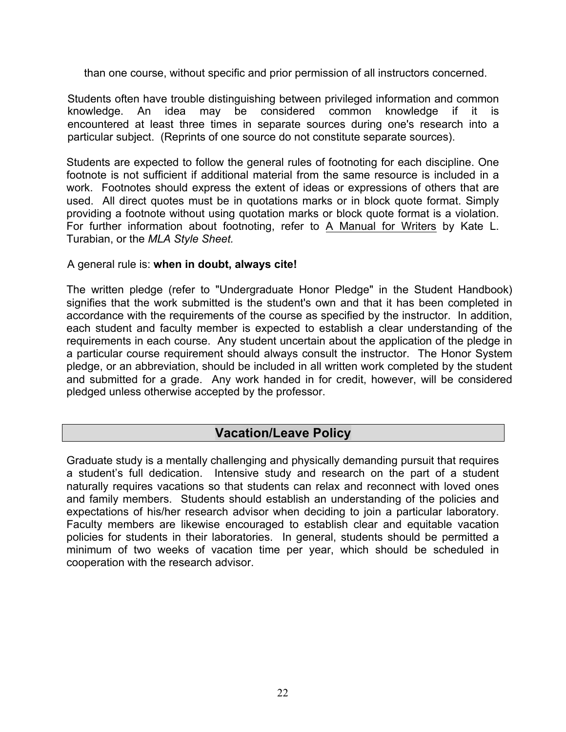than one course, without specific and prior permission of all instructors concerned.

Students often have trouble distinguishing between privileged information and common knowledge. An idea may be considered common knowledge if it is encountered at least three times in separate sources during one's research into a particular subject. (Reprints of one source do not constitute separate sources).

Students are expected to follow the general rules of footnoting for each discipline. One footnote is not sufficient if additional material from the same resource is included in a work. Footnotes should express the extent of ideas or expressions of others that are used. All direct quotes must be in quotations marks or in block quote format. Simply providing a footnote without using quotation marks or block quote format is a violation. For further information about footnoting, refer to <u>A Manual for Writers</u> by Kate L. Turabian, or the *MLA Style Sheet.*

A general rule is: **when in doubt, always cite!**

The written pledge (refer to "Undergraduate Honor Pledge" in the Student Handbook) signifies that the work submitted is the student's own and that it has been completed in accordance with the requirements of the course as specified by the instructor. In addition, each student and faculty member is expected to establish a clear understanding of the requirements in each course. Any student uncertain about the application of the pledge in a particular course requirement should always consult the instructor. The Honor System pledge, or an abbreviation, should be included in all written work completed by the student and submitted for a grade. Any work handed in for credit, however, will be considered pledged unless otherwise accepted by the professor.

## Vacation/Leave Policy

Graduate study is a mentally challenging and physically demanding pursuit that requires a student's full dedication. Intensive study and research on the part of a student naturally requires vacations so that students can relax and reconnect with loved ones and family members. Students should establish an understanding of the policies and expectations of his/her research advisor when deciding to join a particular laboratory. Faculty members are likewise encouraged to establish clear and equitable vacation policies for students in their laboratories. In general, students should be permitted a minimum of two weeks of vacation time per year, which should be scheduled in cooperation with the research advisor.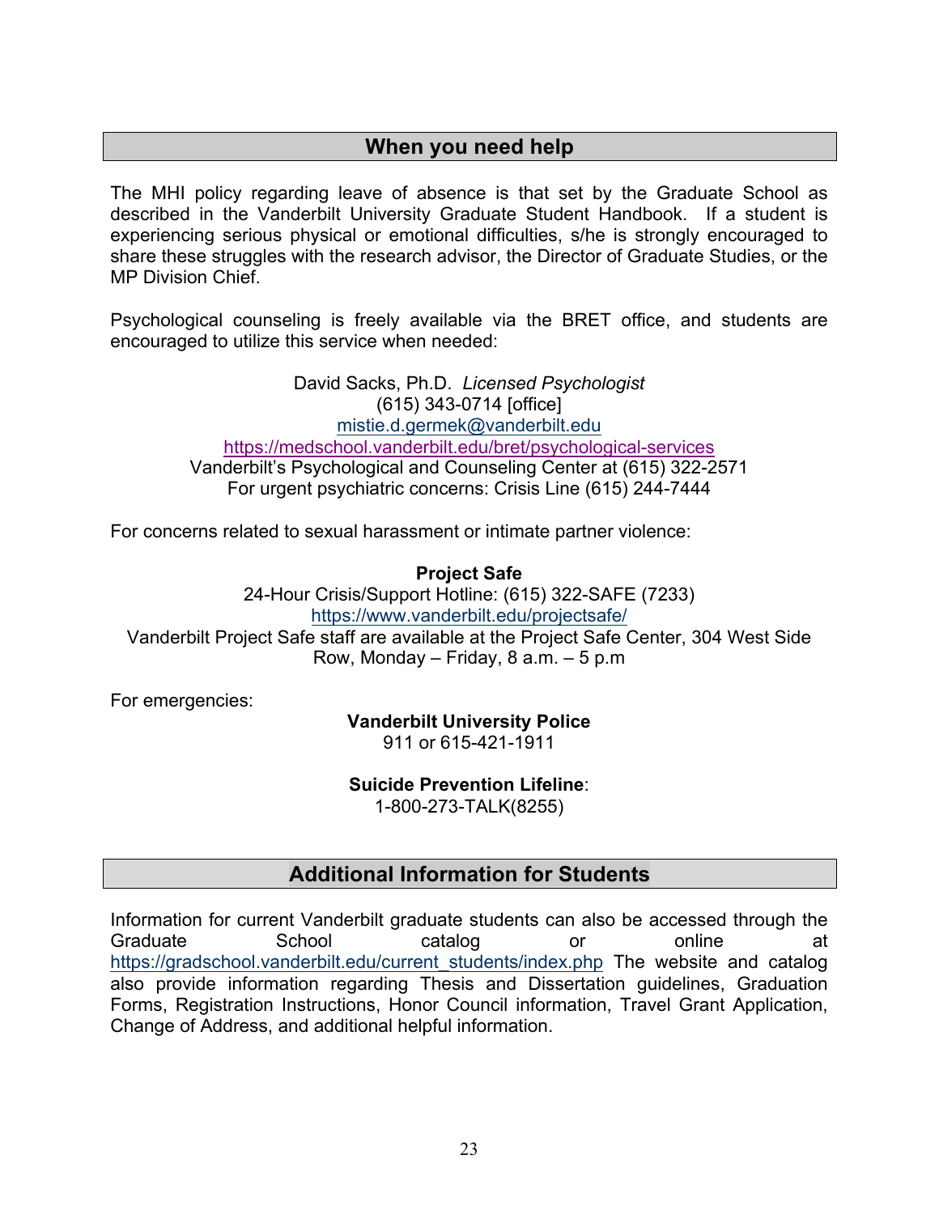## When you need help

The MHI policy regarding leave of absence is that set by the Graduate School as described in the Vanderbilt University Graduate Student Handbook. If a student is experiencing serious physical or emotional difficulties, s/he is strongly encouraged to share these struggles with the research advisor, the Director of Graduate Studies, or the MP Division Chief.

Psychological counseling is freely available via the BRET office, and students are encouraged to utilize this service when needed:

David Sacks, Ph.D. *Licensed Psychologist*
(615) 343-0714 [office]
mistie.d.germek@vanderbilt.edu
https://medschool.vanderbilt.edu/bret/psychological-services
Vanderbilt's Psychological and Counseling Center at (615) 322-2571
For urgent psychiatric concerns: Crisis Line (615) 244-7444

For concerns related to sexual harassment or intimate partner violence:

**Project Safe**
24-Hour Crisis/Support Hotline: (615) 322-SAFE (7233)
https://www.vanderbilt.edu/projectsafe/
Vanderbilt Project Safe staff are available at the Project Safe Center, 304 West Side Row, Monday – Friday, 8 a.m. – 5 p.m

For emergencies:

**Vanderbilt University Police**
911 or 615-421-1911

**Suicide Prevention Lifeline**:
1-800-273-TALK(8255)

## Additional Information for Students

Information for current Vanderbilt graduate students can also be accessed through the Graduate School catalog or online at https://gradschool.vanderbilt.edu/current_students/index.php The website and catalog also provide information regarding Thesis and Dissertation guidelines, Graduation Forms, Registration Instructions, Honor Council information, Travel Grant Application, Change of Address, and additional helpful information.